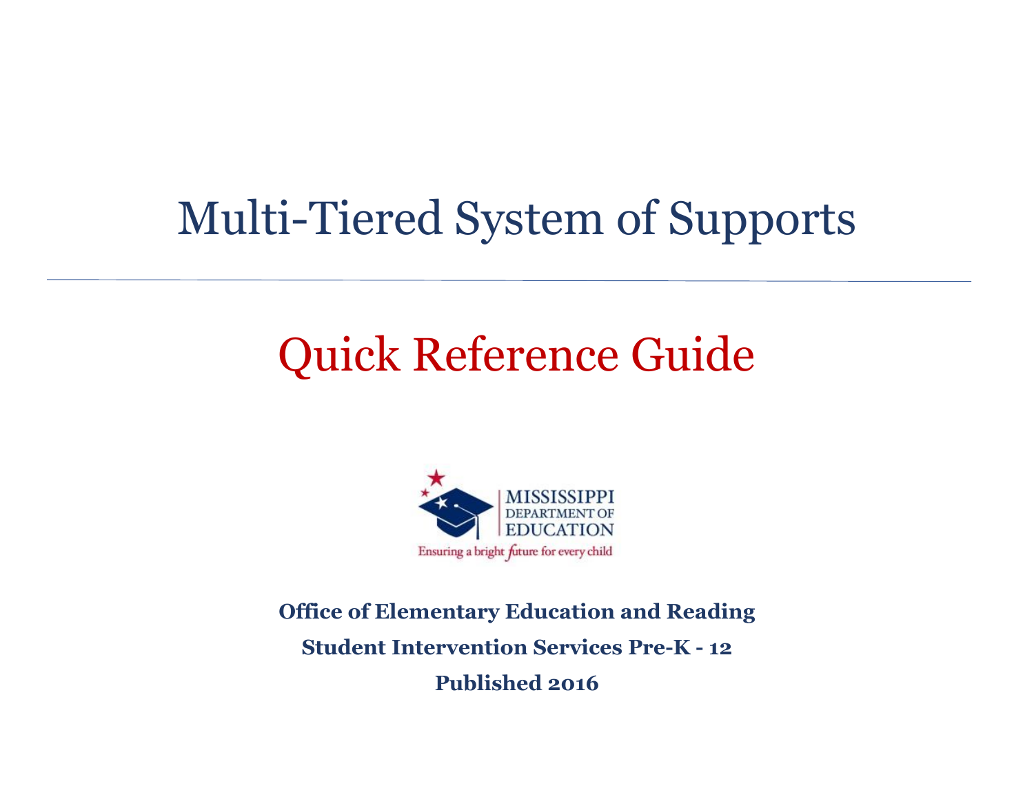# Multi-Tiered System of Supports

## Quick Reference Guide

MISSISSIPPI DEPARTMENT OF EDUCATION

Ensuring a bright future for every child

**Office of Elementary Education and Reading**

**Student Intervention Services Pre-K - 12**

**Published 2016**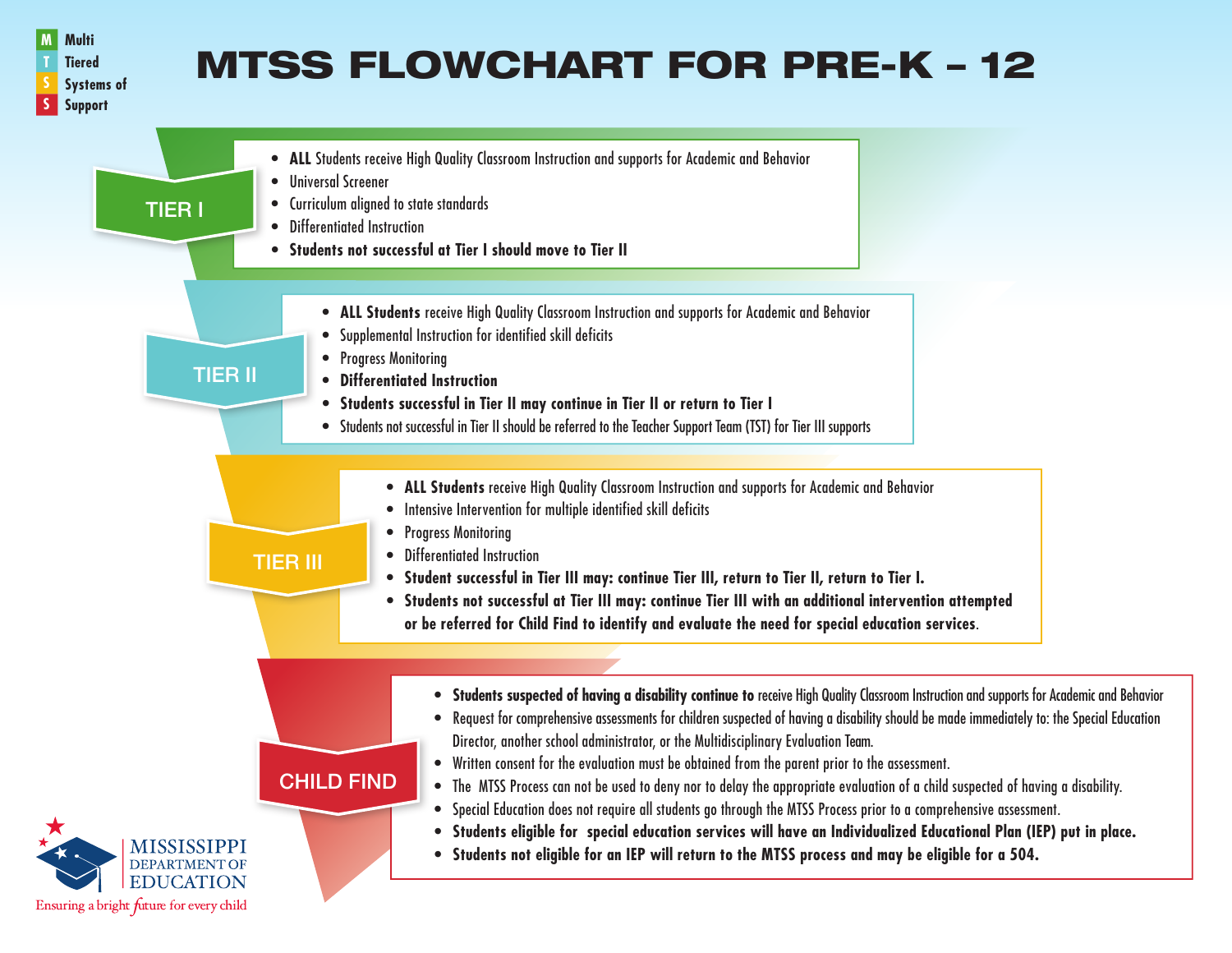**M** Multi
**T** Tiered
**S** Systems of
**S** Support

# MTSS FLOWCHART FOR PRE-K – 12

## TIER I

- **ALL** Students receive High Quality Classroom Instruction and supports for Academic and Behavior
- Universal Screener
- Curriculum aligned to state standards
- Differentiated Instruction
- **Students not successful at Tier I should move to Tier II**

## TIER II

- **ALL Students** receive High Quality Classroom Instruction and supports for Academic and Behavior
- Supplemental Instruction for identified skill deficits
- Progress Monitoring
- **Differentiated Instruction**
- **Students successful in Tier II may continue in Tier II or return to Tier I**
- Students not successful in Tier II should be referred to the Teacher Support Team (TST) for Tier III supports

## TIER III

- **ALL Students** receive High Quality Classroom Instruction and supports for Academic and Behavior
- Intensive Intervention for multiple identified skill deficits
- Progress Monitoring
- Differentiated Instruction
- **Student successful in Tier III may: continue Tier III, return to Tier II, return to Tier I.**
- **Students not successful at Tier III may: continue Tier III with an additional intervention attempted or be referred for Child Find to identify and evaluate the need for special education services.**

## CHILD FIND

- **Students suspected of having a disability continue to** receive High Quality Classroom Instruction and supports for Academic and Behavior
- Request for comprehensive assessments for children suspected of having a disability should be made immediately to: the Special Education Director, another school administrator, or the Multidisciplinary Evaluation Team.
- Written consent for the evaluation must be obtained from the parent prior to the assessment.
- The MTSS Process can not be used to deny nor to delay the appropriate evaluation of a child suspected of having a disability.
- Special Education does not require all students go through the MTSS Process prior to a comprehensive assessment.
- **Students eligible for special education services will have an Individualized Educational Plan (IEP) put in place.**
- **Students not eligible for an IEP will return to the MTSS process and may be eligible for a 504.**

MISSISSIPPI DEPARTMENT OF EDUCATION
Ensuring a bright future for every child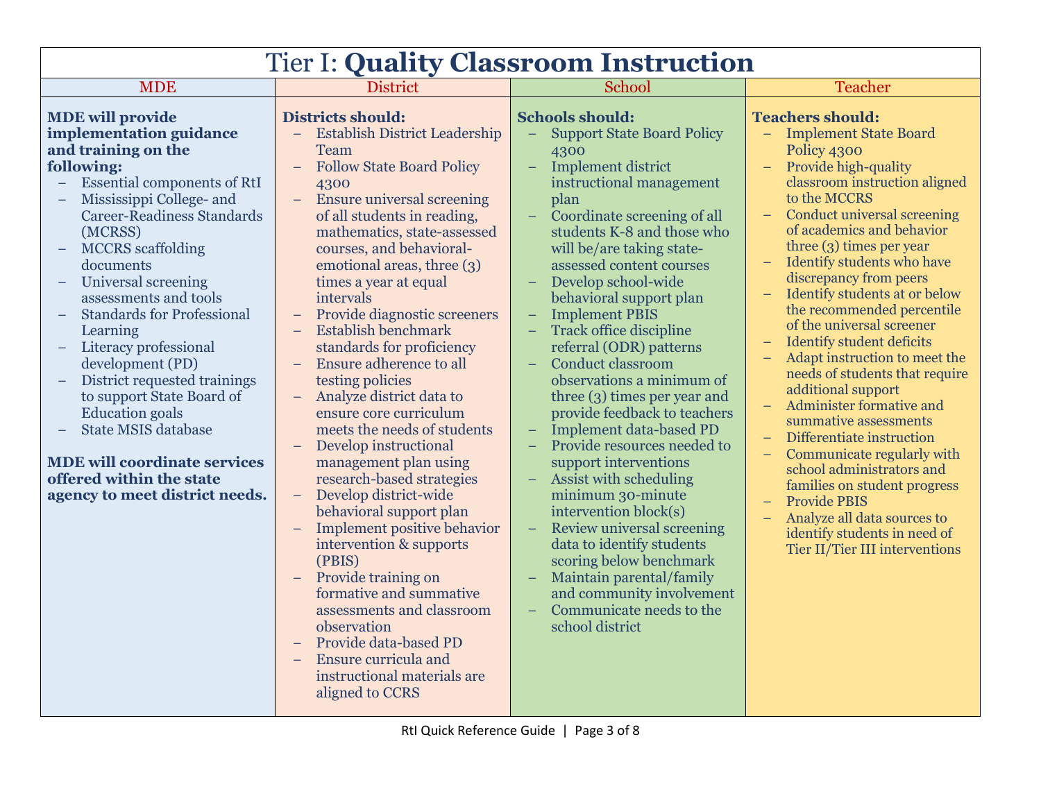# Tier I: **Quality Classroom Instruction**

| MDE | District | School | Teacher |
|---|---|---|---|
| **MDE will provide implementation guidance and training on the following:**<br>– Essential components of RtI<br>– Mississippi College- and Career-Readiness Standards (MCRSS)<br>– MCCRS scaffolding documents<br>– Universal screening assessments and tools<br>– Standards for Professional Learning<br>– Literacy professional development (PD)<br>– District requested trainings to support State Board of Education goals<br>– State MSIS database<br><br>**MDE will coordinate services offered within the state agency to meet district needs.** | **Districts should:**<br>– Establish District Leadership Team<br>– Follow State Board Policy 4300<br>– Ensure universal screening of all students in reading, mathematics, state-assessed courses, and behavioral-emotional areas, three (3) times a year at equal intervals<br>– Provide diagnostic screeners<br>– Establish benchmark standards for proficiency<br>– Ensure adherence to all testing policies<br>– Analyze district data to ensure core curriculum meets the needs of students<br>– Develop instructional management plan using research-based strategies<br>– Develop district-wide behavioral support plan<br>– Implement positive behavior intervention & supports (PBIS)<br>– Provide training on formative and summative assessments and classroom observation<br>– Provide data-based PD<br>– Ensure curricula and instructional materials are aligned to CCRS | **Schools should:**<br>– Support State Board Policy 4300<br>– Implement district instructional management plan<br>– Coordinate screening of all students K-8 and those who will be/are taking state-assessed content courses<br>– Develop school-wide behavioral support plan<br>– Implement PBIS<br>– Track office discipline referral (ODR) patterns<br>– Conduct classroom observations a minimum of three (3) times per year and provide feedback to teachers<br>– Implement data-based PD<br>– Provide resources needed to support interventions<br>– Assist with scheduling minimum 30-minute intervention block(s)<br>– Review universal screening data to identify students scoring below benchmark<br>– Maintain parental/family and community involvement<br>– Communicate needs to the school district | **Teachers should:**<br>– Implement State Board Policy 4300<br>– Provide high-quality classroom instruction aligned to the MCCRS<br>– Conduct universal screening of academics and behavior three (3) times per year<br>– Identify students who have discrepancy from peers<br>– Identify students at or below the recommended percentile of the universal screener<br>– Identify student deficits<br>– Adapt instruction to meet the needs of students that require additional support<br>– Administer formative and summative assessments<br>– Differentiate instruction<br>– Communicate regularly with school administrators and families on student progress<br>– Provide PBIS<br>– Analyze all data sources to identify students in need of Tier II/Tier III interventions |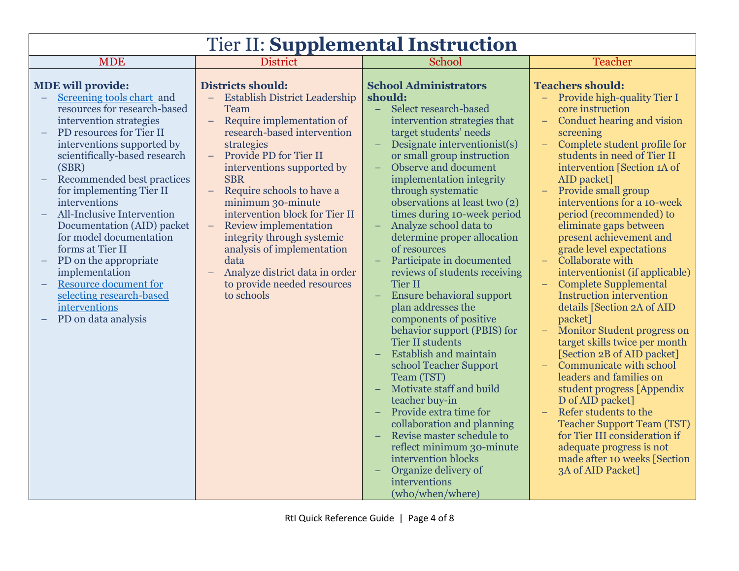# Tier II: **Supplemental Instruction**

| MDE | District | School | Teacher |
|---|---|---|---|
| **MDE will provide:**<br>– Screening tools chart and resources for research-based intervention strategies<br>– PD resources for Tier II interventions supported by scientifically-based research (SBR)<br>– Recommended best practices for implementing Tier II interventions<br>– All-Inclusive Intervention Documentation (AID) packet for model documentation forms at Tier II<br>– PD on the appropriate implementation<br>– Resource document for selecting research-based interventions<br>– PD on data analysis | **Districts should:**<br>– Establish District Leadership Team<br>– Require implementation of research-based intervention strategies<br>– Provide PD for Tier II interventions supported by SBR<br>– Require schools to have a minimum 30-minute intervention block for Tier II<br>– Review implementation integrity through systemic analysis of implementation data<br>– Analyze district data in order to provide needed resources to schools | **School Administrators should:**<br>– Select research-based intervention strategies that target students' needs<br>– Designate interventionist(s) or small group instruction<br>– Observe and document implementation integrity through systematic observations at least two (2) times during 10-week period<br>– Analyze school data to determine proper allocation of resources<br>– Participate in documented reviews of students receiving Tier II<br>– Ensure behavioral support plan addresses the components of positive behavior support (PBIS) for Tier II students<br>– Establish and maintain school Teacher Support Team (TST)<br>– Motivate staff and build teacher buy-in<br>– Provide extra time for collaboration and planning<br>– Revise master schedule to reflect minimum 30-minute intervention blocks<br>– Organize delivery of interventions (who/when/where) | **Teachers should:**<br>– Provide high-quality Tier I core instruction<br>– Conduct hearing and vision screening<br>– Complete student profile for students in need of Tier II intervention [Section 1A of AID packet]<br>– Provide small group interventions for a 10-week period (recommended) to eliminate gaps between present achievement and grade level expectations<br>– Collaborate with interventionist (if applicable)<br>– Complete Supplemental Instruction intervention details [Section 2A of AID packet]<br>– Monitor Student progress on target skills twice per month [Section 2B of AID packet]<br>– Communicate with school leaders and families on student progress [Appendix D of AID packet]<br>– Refer students to the Teacher Support Team (TST) for Tier III consideration if adequate progress is not made after 10 weeks [Section 3A of AID Packet] |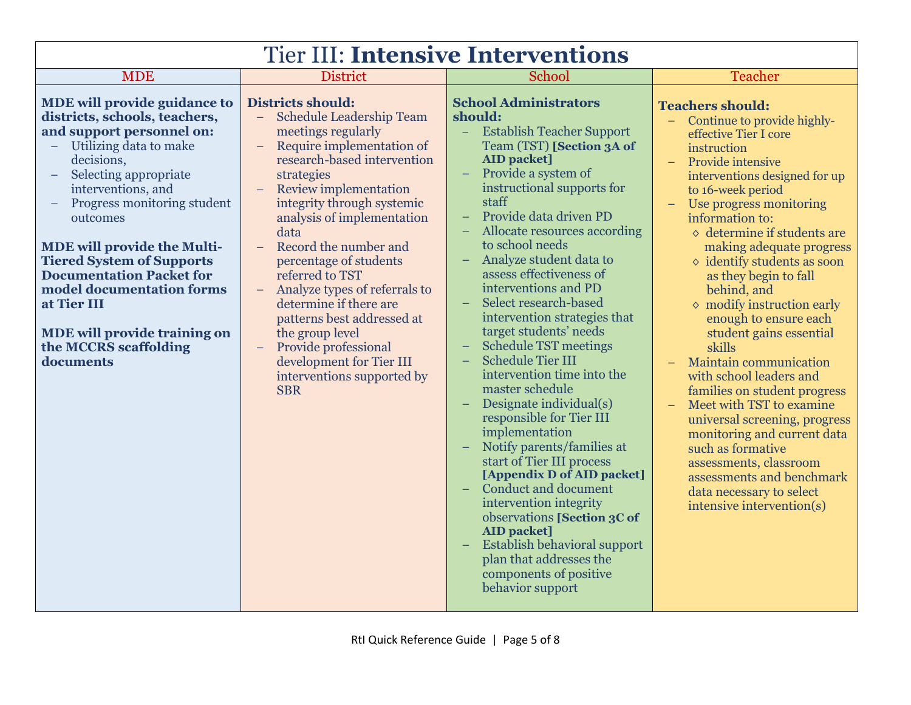# Tier III: **Intensive Interventions**

| MDE | District | School | Teacher |
|---|---|---|---|
| **MDE will provide guidance to districts, schools, teachers, and support personnel on:**<br>– Utilizing data to make decisions,<br>– Selecting appropriate interventions, and<br>– Progress monitoring student outcomes<br><br>**MDE will provide the Multi-Tiered System of Supports Documentation Packet for model documentation forms at Tier III**<br><br>**MDE will provide training on the MCCRS scaffolding documents** | **Districts should:**<br>– Schedule Leadership Team meetings regularly<br>– Require implementation of research-based intervention strategies<br>– Review implementation integrity through systemic analysis of implementation data<br>– Record the number and percentage of students referred to TST<br>– Analyze types of referrals to determine if there are patterns best addressed at the group level<br>– Provide professional development for Tier III interventions supported by SBR | **School Administrators should:**<br>– Establish Teacher Support Team (TST) **[Section 3A of AID packet]**<br>– Provide a system of instructional supports for staff<br>– Provide data driven PD<br>– Allocate resources according to school needs<br>– Analyze student data to assess effectiveness of interventions and PD<br>– Select research-based intervention strategies that target students' needs<br>– Schedule TST meetings<br>– Schedule Tier III intervention time into the master schedule<br>– Designate individual(s) responsible for Tier III implementation<br>– Notify parents/families at start of Tier III process **[Appendix D of AID packet]**<br>– Conduct and document intervention integrity observations **[Section 3C of AID packet]**<br>– Establish behavioral support plan that addresses the components of positive behavior support | **Teachers should:**<br>– Continue to provide highly-effective Tier I core instruction<br>– Provide intensive interventions designed for up to 16-week period<br>– Use progress monitoring information to:<br>◊ determine if students are making adequate progress<br>◊ identify students as soon as they begin to fall behind, and<br>◊ modify instruction early enough to ensure each student gains essential skills<br>– Maintain communication with school leaders and families on student progress<br>– Meet with TST to examine universal screening, progress monitoring and current data such as formative assessments, classroom assessments and benchmark data necessary to select intensive intervention(s) |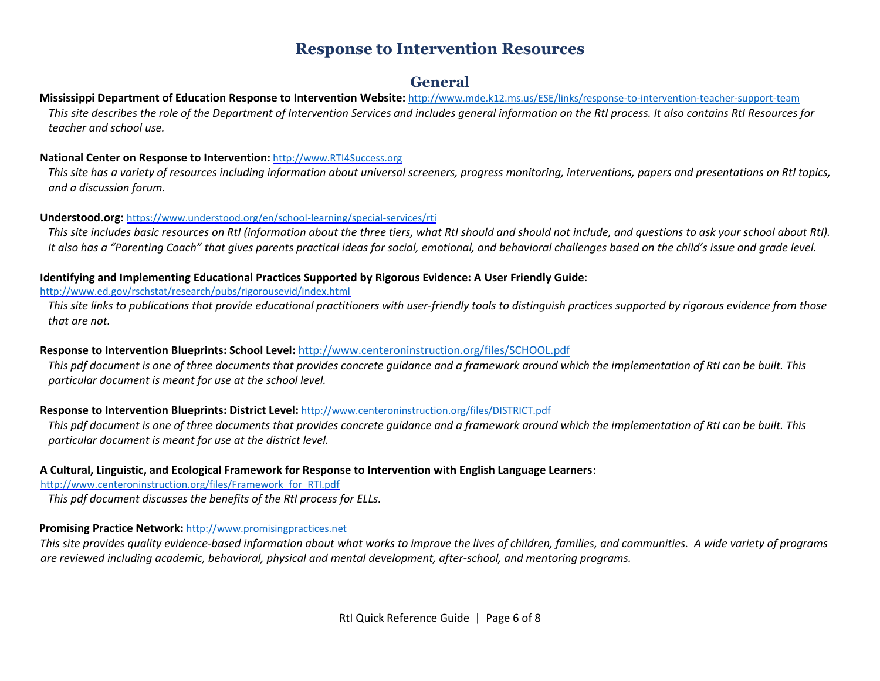# Response to Intervention Resources

## General

**Mississippi Department of Education Response to Intervention Website:** http://www.mde.k12.ms.us/ESE/links/response-to-intervention-teacher-support-team

*This site describes the role of the Department of Intervention Services and includes general information on the RtI process. It also contains RtI Resources for teacher and school use.*

**National Center on Response to Intervention:** http://www.RTI4Success.org

*This site has a variety of resources including information about universal screeners, progress monitoring, interventions, papers and presentations on RtI topics, and a discussion forum.*

**Understood.org:** https://www.understood.org/en/school-learning/special-services/rti

*This site includes basic resources on RtI (information about the three tiers, what RtI should and should not include, and questions to ask your school about RtI). It also has a "Parenting Coach" that gives parents practical ideas for social, emotional, and behavioral challenges based on the child's issue and grade level.*

**Identifying and Implementing Educational Practices Supported by Rigorous Evidence: A User Friendly Guide**: http://www.ed.gov/rschstat/research/pubs/rigorousevid/index.html

*This site links to publications that provide educational practitioners with user-friendly tools to distinguish practices supported by rigorous evidence from those that are not.*

**Response to Intervention Blueprints: School Level:** http://www.centeroninstruction.org/files/SCHOOL.pdf

*This pdf document is one of three documents that provides concrete guidance and a framework around which the implementation of RtI can be built. This particular document is meant for use at the school level.*

**Response to Intervention Blueprints: District Level:** http://www.centeroninstruction.org/files/DISTRICT.pdf

*This pdf document is one of three documents that provides concrete guidance and a framework around which the implementation of RtI can be built. This particular document is meant for use at the district level.*

**A Cultural, Linguistic, and Ecological Framework for Response to Intervention with English Language Learners**: http://www.centeroninstruction.org/files/Framework_for_RTI.pdf

*This pdf document discusses the benefits of the RtI process for ELLs.*

**Promising Practice Network:** http://www.promisingpractices.net

*This site provides quality evidence-based information about what works to improve the lives of children, families, and communities. A wide variety of programs are reviewed including academic, behavioral, physical and mental development, after-school, and mentoring programs.*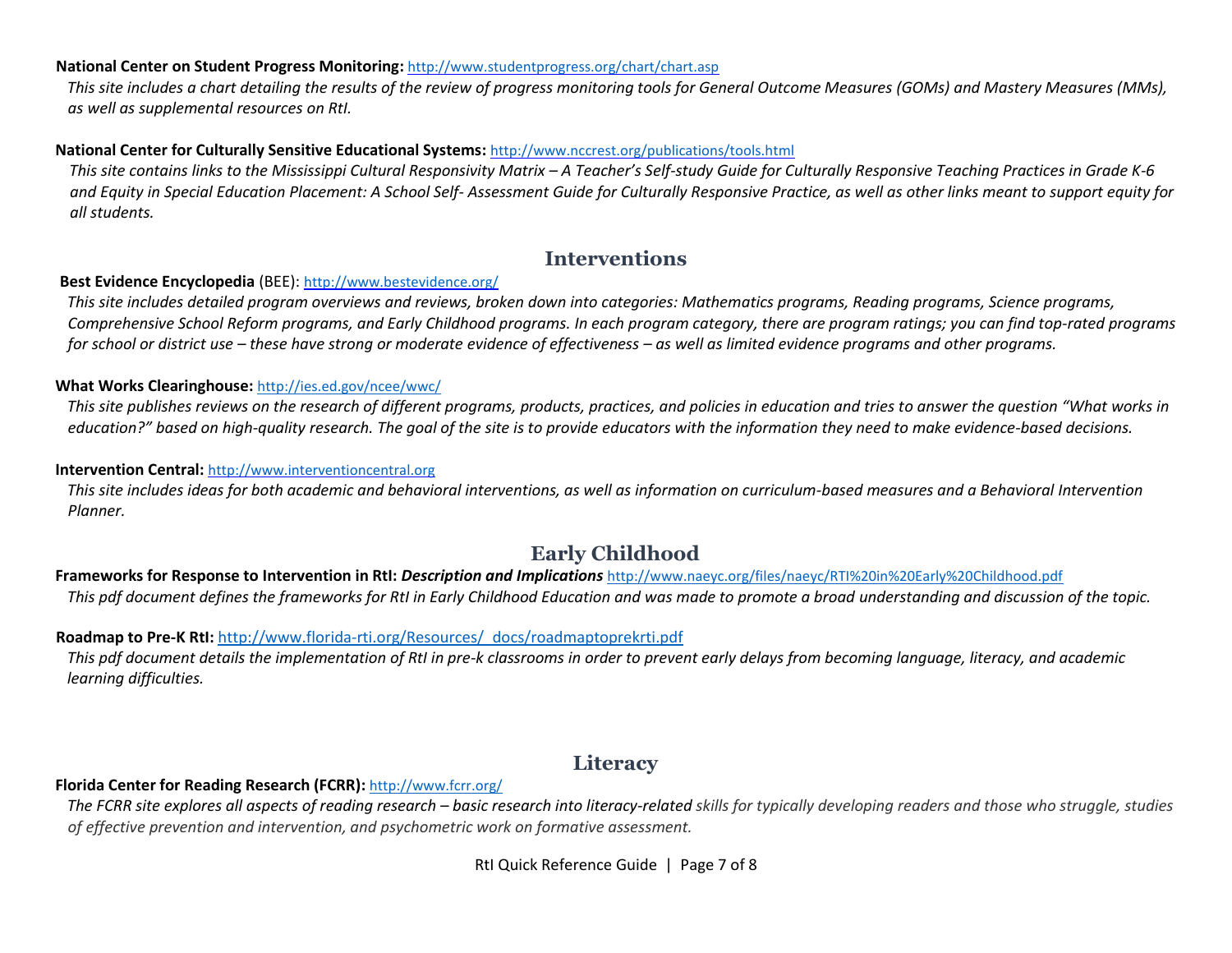**National Center on Student Progress Monitoring:** http://www.studentprogress.org/chart/chart.asp

*This site includes a chart detailing the results of the review of progress monitoring tools for General Outcome Measures (GOMs) and Mastery Measures (MMs), as well as supplemental resources on RtI.*

**National Center for Culturally Sensitive Educational Systems:** http://www.nccrest.org/publications/tools.html

*This site contains links to the Mississippi Cultural Responsivity Matrix – A Teacher's Self-study Guide for Culturally Responsive Teaching Practices in Grade K-6 and Equity in Special Education Placement: A School Self- Assessment Guide for Culturally Responsive Practice, as well as other links meant to support equity for all students.*

## Interventions

**Best Evidence Encyclopedia** (BEE): http://www.bestevidence.org/

*This site includes detailed program overviews and reviews, broken down into categories: Mathematics programs, Reading programs, Science programs, Comprehensive School Reform programs, and Early Childhood programs. In each program category, there are program ratings; you can find top-rated programs for school or district use – these have strong or moderate evidence of effectiveness – as well as limited evidence programs and other programs.*

**What Works Clearinghouse:** http://ies.ed.gov/ncee/wwc/

*This site publishes reviews on the research of different programs, products, practices, and policies in education and tries to answer the question "What works in education?" based on high-quality research. The goal of the site is to provide educators with the information they need to make evidence-based decisions.*

**Intervention Central:** http://www.interventioncentral.org

*This site includes ideas for both academic and behavioral interventions, as well as information on curriculum-based measures and a Behavioral Intervention Planner.*

## Early Childhood

**Frameworks for Response to Intervention in RtI: *Description and Implications*** http://www.naeyc.org/files/naeyc/RTI%20in%20Early%20Childhood.pdf

*This pdf document defines the frameworks for RtI in Early Childhood Education and was made to promote a broad understanding and discussion of the topic.*

**Roadmap to Pre-K RtI:** http://www.florida-rti.org/Resources/_docs/roadmaptoprekrti.pdf

*This pdf document details the implementation of RtI in pre-k classrooms in order to prevent early delays from becoming language, literacy, and academic learning difficulties.*

## Literacy

**Florida Center for Reading Research (FCRR):** http://www.fcrr.org/

*The FCRR site explores all aspects of reading research – basic research into literacy-related skills for typically developing readers and those who struggle, studies of effective prevention and intervention, and psychometric work on formative assessment.*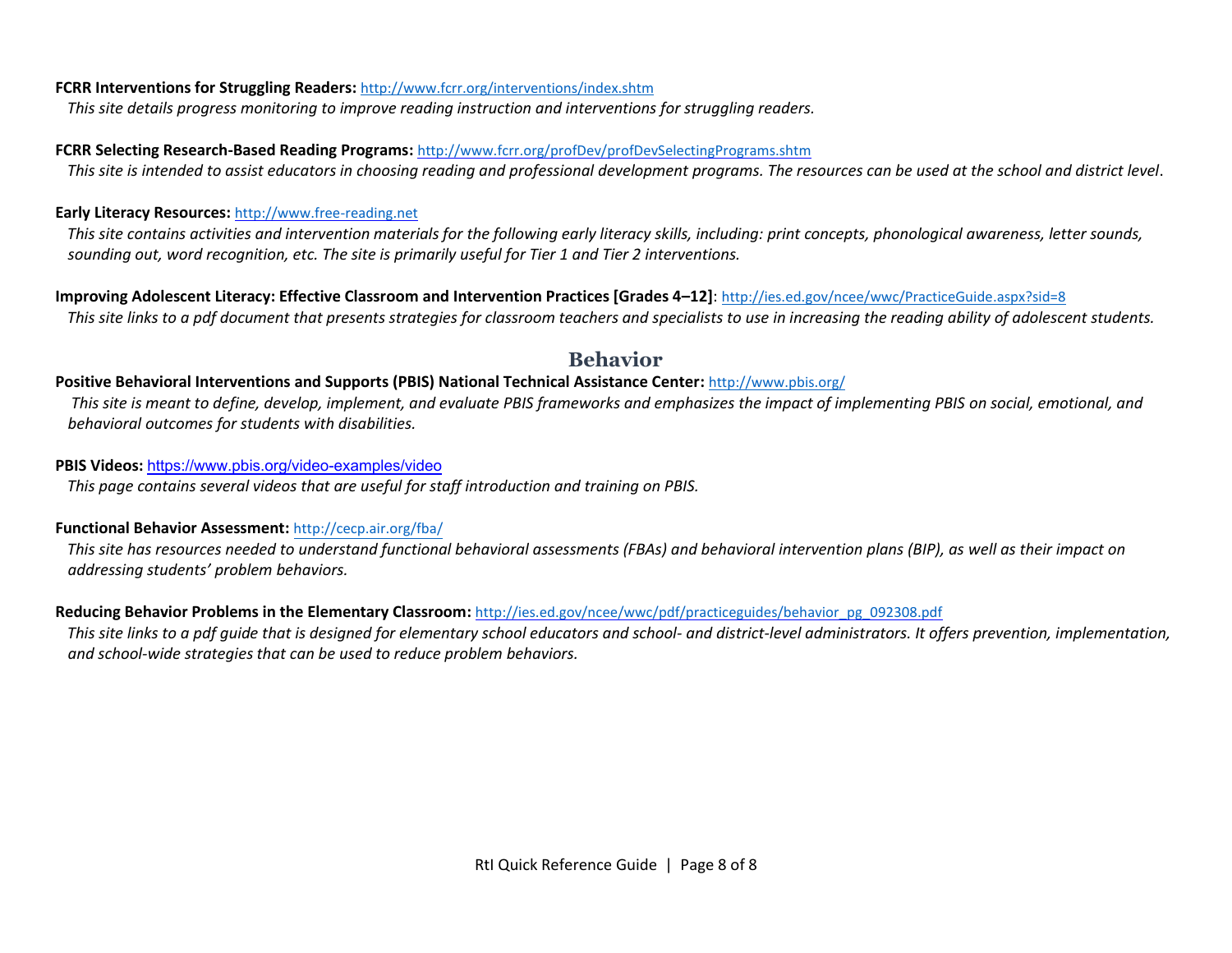**FCRR Interventions for Struggling Readers:** http://www.fcrr.org/interventions/index.shtm
*This site details progress monitoring to improve reading instruction and interventions for struggling readers.*

**FCRR Selecting Research-Based Reading Programs:** http://www.fcrr.org/profDev/profDevSelectingPrograms.shtm
*This site is intended to assist educators in choosing reading and professional development programs. The resources can be used at the school and district level*.

**Early Literacy Resources:** http://www.free-reading.net
*This site contains activities and intervention materials for the following early literacy skills, including: print concepts, phonological awareness, letter sounds, sounding out, word recognition, etc. The site is primarily useful for Tier 1 and Tier 2 interventions.*

**Improving Adolescent Literacy: Effective Classroom and Intervention Practices [Grades 4–12]**: http://ies.ed.gov/ncee/wwc/PracticeGuide.aspx?sid=8
*This site links to a pdf document that presents strategies for classroom teachers and specialists to use in increasing the reading ability of adolescent students.*

## Behavior

**Positive Behavioral Interventions and Supports (PBIS) National Technical Assistance Center:** http://www.pbis.org/
*This site is meant to define, develop, implement, and evaluate PBIS frameworks and emphasizes the impact of implementing PBIS on social, emotional, and behavioral outcomes for students with disabilities.*

**PBIS Videos:** https://www.pbis.org/video-examples/video
*This page contains several videos that are useful for staff introduction and training on PBIS.*

**Functional Behavior Assessment:** http://cecp.air.org/fba/
*This site has resources needed to understand functional behavioral assessments (FBAs) and behavioral intervention plans (BIP), as well as their impact on addressing students' problem behaviors.*

**Reducing Behavior Problems in the Elementary Classroom:** http://ies.ed.gov/ncee/wwc/pdf/practiceguides/behavior_pg_092308.pdf
*This site links to a pdf guide that is designed for elementary school educators and school- and district-level administrators. It offers prevention, implementation, and school-wide strategies that can be used to reduce problem behaviors.*